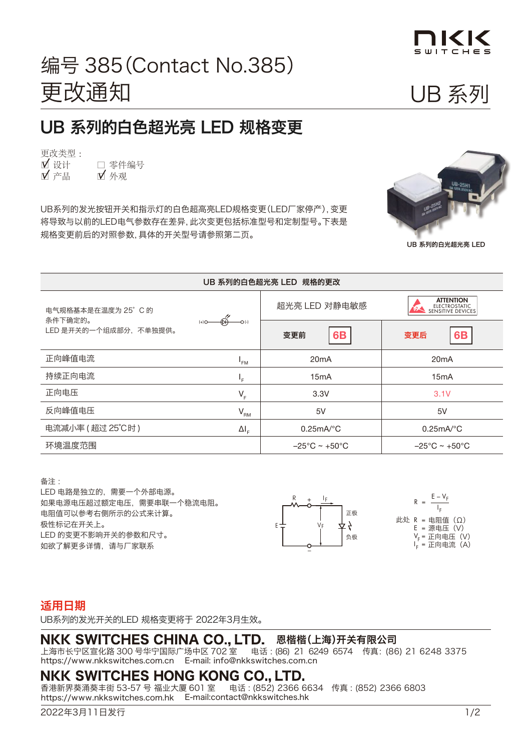# 编号 385(Contact No.385)
# 更改通知

UB 系列

## UB 系列的白色超光亮 LED 规格变更

更改类型：
☑ 设计　□ 零件编号
☑ 产品　☑ 外观

UB系列的发光按钮开关和指示灯的白色超高亮LED规格变更(LED厂家停产)，变更将导致与以前的LED电气参数存在差异，此次变更包括标准型号和定制型号。下表是规格变更前后的对照参数，具体的开关型号请参照第二页。

UB 系列的白光超光亮 LED

| UB 系列的白色超光亮 LED 规格的更改 | | | |
|---|---|---|---|
| 电气规格基本是在温度为 25° C 的条件下确定的。<br>LED 是开关的一个组成部分，不单独提供。 | | 超光亮 LED 对静电敏感 | ATTENTION ELECTROSTATIC SENSITIVE DEVICES |
| | | 变更前 6B | 变更后 6B |
| 正向峰值电流 | $I_{FM}$ | 20mA | 20mA |
| 持续正向电流 | $I_F$ | 15mA | 15mA |
| 正向电压 | $V_F$ | 3.3V | 3.1V |
| 反向峰值电压 | $V_{RM}$ | 5V | 5V |
| 电流减小率 ( 超过 25°C时 ) | $\Delta I_F$ | 0.25mA/°C | 0.25mA/°C |
| 环境温度范围 | | –25°C ~ +50°C | –25°C ~ +50°C |

备注：
LED 电路是独立的，需要一个外部电源。
如果电源电压超过额定电压，需要串联一个稳流电阻。
电阻值可以参考右侧所示的公式来计算。
极性标记在开关上。
LED 的变更不影响开关的参数和尺寸。
如欲了解更多详情，请与厂家联系

$$R = \frac{E - V_F}{I_F}$$

此处 R = 电阻值（Ω）
E = 源电压（V）
$V_F$ = 正向电压（V）
$I_F$ = 正向电流（A）

## 适用日期

UB系列的发光开关的LED 规格变更将于 2022年3月生效。

**NKK SWITCHES CHINA CO., LTD.　恩楷楷(上海)开关有限公司**
上海市长宁区宣化路 300 号华宁国际广场中区 702 室　电话：(86) 21 6249 6574　传真：(86) 21 6248 3375
https://www.nkkswitches.com.cn　E-mail: info@nkkswitches.com.cn

**NKK SWITCHES HONG KONG CO., LTD.**
香港新界葵涌葵丰街 53-57 号 福业大厦 601 室　电话：(852) 2366 6634　传真：(852) 2366 6803
https://www.nkkswitches.com.hk　E-mail:contact@nkkswitches.hk

2022年3月11日发行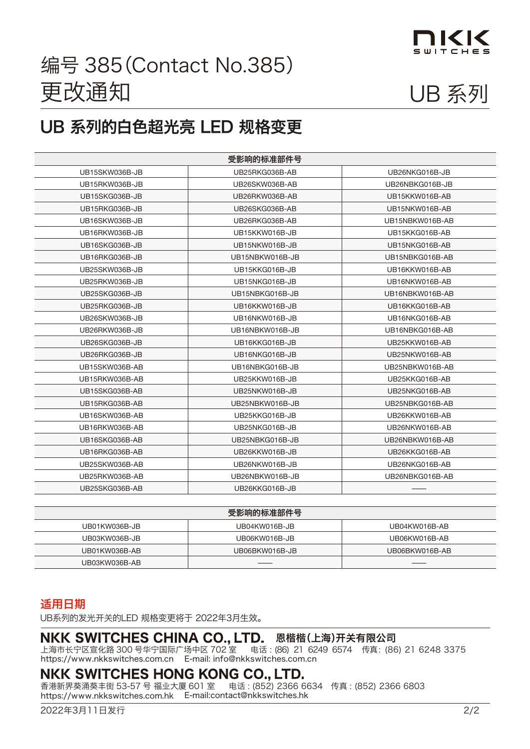# 编号 385(Contact No.385)
# 更改通知

UB 系列

## UB 系列的白色超光亮 LED 规格变更

| 受影响的标准部件号 | | |
|---|---|---|
| UB15SKW036B-JB | UB25RKG036B-AB | UB26NKG016B-JB |
| UB15RKW036B-JB | UB26SKW036B-AB | UB26NBKG016B-JB |
| UB15SKG036B-JB | UB26RKW036B-AB | UB15KKW016B-AB |
| UB15RKG036B-JB | UB26SKG036B-AB | UB15NKW016B-AB |
| UB16SKW036B-JB | UB26RKG036B-AB | UB15NBKW016B-AB |
| UB16RKW036B-JB | UB15KKW016B-JB | UB15KKG016B-AB |
| UB16SKG036B-JB | UB15NKW016B-JB | UB15NKG016B-AB |
| UB16RKG036B-JB | UB15NBKW016B-JB | UB15NBKG016B-AB |
| UB25SKW036B-JB | UB15KKG016B-JB | UB16KKW016B-AB |
| UB25RKW036B-JB | UB15NKG016B-JB | UB16NKW016B-AB |
| UB25SKG036B-JB | UB15NBKG016B-JB | UB16NBKW016B-AB |
| UB25RKG036B-JB | UB16KKW016B-JB | UB16KKG016B-AB |
| UB26SKW036B-JB | UB16NKW016B-JB | UB16NKG016B-AB |
| UB26RKW036B-JB | UB16NBKW016B-JB | UB16NBKG016B-AB |
| UB26SKG036B-JB | UB16KKG016B-JB | UB25KKW016B-AB |
| UB26RKG036B-JB | UB16NKG016B-JB | UB25NKW016B-AB |
| UB15SKW036B-AB | UB16NBKG016B-JB | UB25NBKW016B-AB |
| UB15RKW036B-AB | UB25KKW016B-JB | UB25KKG016B-AB |
| UB15SKG036B-AB | UB25NKW016B-JB | UB25NKG016B-AB |
| UB15RKG036B-AB | UB25NBKW016B-JB | UB25NBKG016B-AB |
| UB16SKW036B-AB | UB25KKG016B-JB | UB26KKW016B-AB |
| UB16RKW036B-AB | UB25NKG016B-JB | UB26NKW016B-AB |
| UB16SKG036B-AB | UB25NBKG016B-JB | UB26NBKW016B-AB |
| UB16RKG036B-AB | UB26KKW016B-JB | UB26KKG016B-AB |
| UB25SKW036B-AB | UB26NKW016B-JB | UB26NKG016B-AB |
| UB25RKW036B-AB | UB26NBKW016B-JB | UB26NBKG016B-AB |
| UB25SKG036B-AB | UB26KKG016B-JB | —— |

| 受影响的标准部件号 | | |
|---|---|---|
| UB01KW036B-JB | UB04KW016B-JB | UB04KW016B-AB |
| UB03KW036B-JB | UB06KW016B-JB | UB06KW016B-AB |
| UB01KW036B-AB | UB06BKW016B-JB | UB06BKW016B-AB |
| UB03KW036B-AB | —— | —— |

### 适用日期

UB系列的发光开关的LED 规格变更将于 2022年3月生效。

**NKK SWITCHES CHINA CO., LTD. 恩楷楷(上海)开关有限公司**
上海市长宁区宣化路 300 号华宁国际广场中区 702 室　电话 : (86) 21 6249 6574　传真: (86) 21 6248 3375
https://www.nkkswitches.com.cn　E-mail: info@nkkswitches.com.cn

**NKK SWITCHES HONG KONG CO., LTD.**
香港新界葵涌葵丰街 53-57 号 福业大厦 601 室　电话 : (852) 2366 6634　传真 : (852) 2366 6803
https://www.nkkswitches.com.hk　E-mail:contact@nkkswitches.hk

2022年3月11日发行